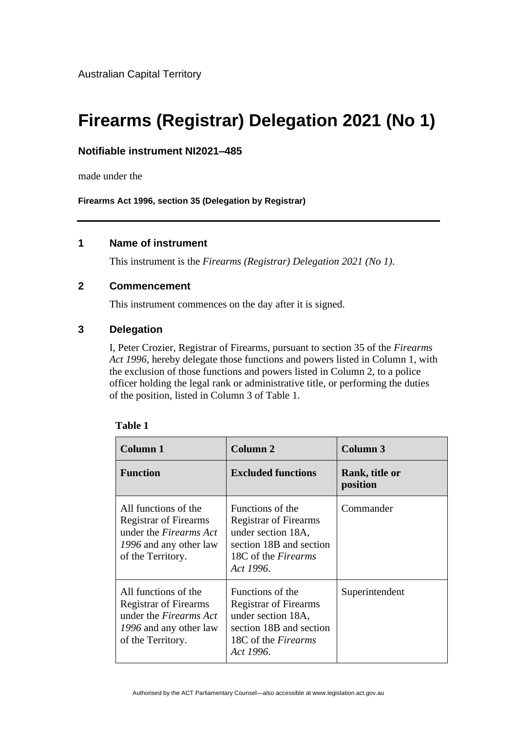Australian Capital Territory

# Firearms (Registrar) Delegation 2021 (No 1)

### Notifiable instrument NI2021–485

made under the

**Firearms Act 1996, section 35 (Delegation by Registrar)**

---

## 1 Name of instrument

This instrument is the *Firearms (Registrar) Delegation 2021 (No 1)*.

## 2 Commencement

This instrument commences on the day after it is signed.

## 3 Delegation

I, Peter Crozier, Registrar of Firearms, pursuant to section 35 of the *Firearms Act 1996*, hereby delegate those functions and powers listed in Column 1, with the exclusion of those functions and powers listed in Column 2, to a police officer holding the legal rank or administrative title, or performing the duties of the position, listed in Column 3 of Table 1.

**Table 1**

| Column 1 | Column 2 | Column 3 |
|---|---|---|
| **Function** | **Excluded functions** | **Rank, title or position** |
| All functions of the Registrar of Firearms under the *Firearms Act 1996* and any other law of the Territory. | Functions of the Registrar of Firearms under section 18A, section 18B and section 18C of the *Firearms Act 1996*. | Commander |
| All functions of the Registrar of Firearms under the *Firearms Act 1996* and any other law of the Territory. | Functions of the Registrar of Firearms under section 18A, section 18B and section 18C of the *Firearms Act 1996*. | Superintendent |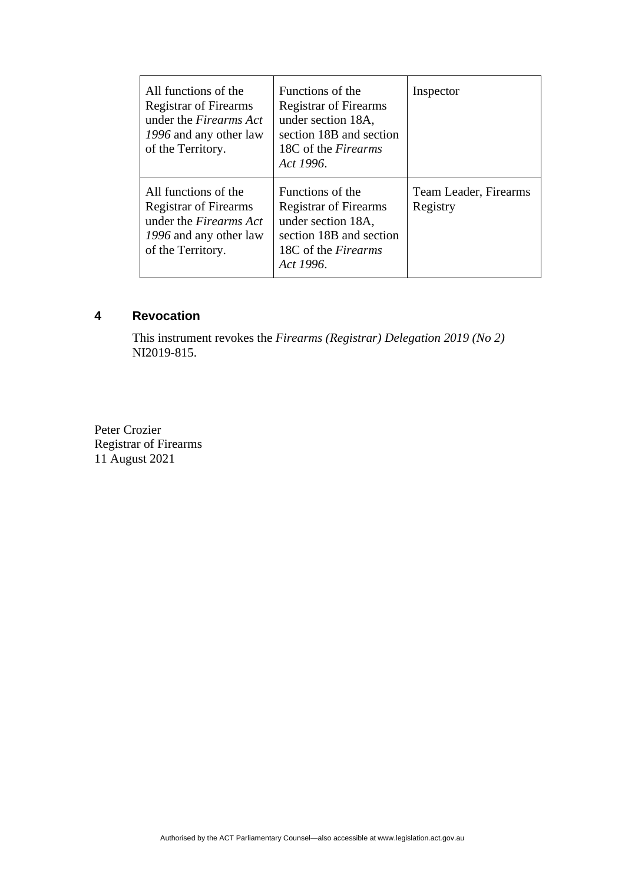| | | |
|---|---|---|
| All functions of the Registrar of Firearms under the *Firearms Act 1996* and any other law of the Territory. | Functions of the Registrar of Firearms under section 18A, section 18B and section 18C of the *Firearms Act 1996*. | Inspector |
| All functions of the Registrar of Firearms under the *Firearms Act 1996* and any other law of the Territory. | Functions of the Registrar of Firearms under section 18A, section 18B and section 18C of the *Firearms Act 1996*. | Team Leader, Firearms Registry |

## 4 Revocation

This instrument revokes the *Firearms (Registrar) Delegation 2019 (No 2)* NI2019-815.

Peter Crozier
Registrar of Firearms
11 August 2021